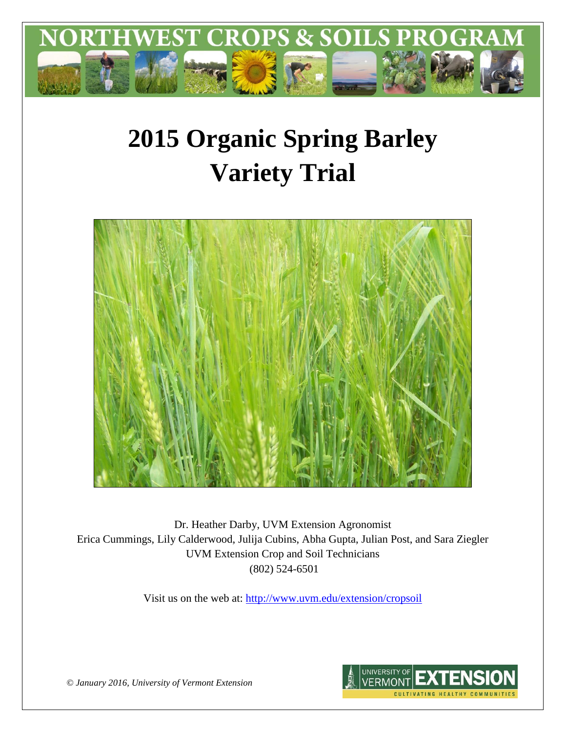# NORTHWEST CROPS & SOILS PROGRAM

# 2015 Organic Spring Barley Variety Trial

Dr. Heather Darby, UVM Extension Agronomist
Erica Cummings, Lily Calderwood, Julija Cubins, Abha Gupta, Julian Post, and Sara Ziegler
UVM Extension Crop and Soil Technicians
(802) 524-6501

Visit us on the web at: http://www.uvm.edu/extension/cropsoil

*© January 2016, University of Vermont Extension*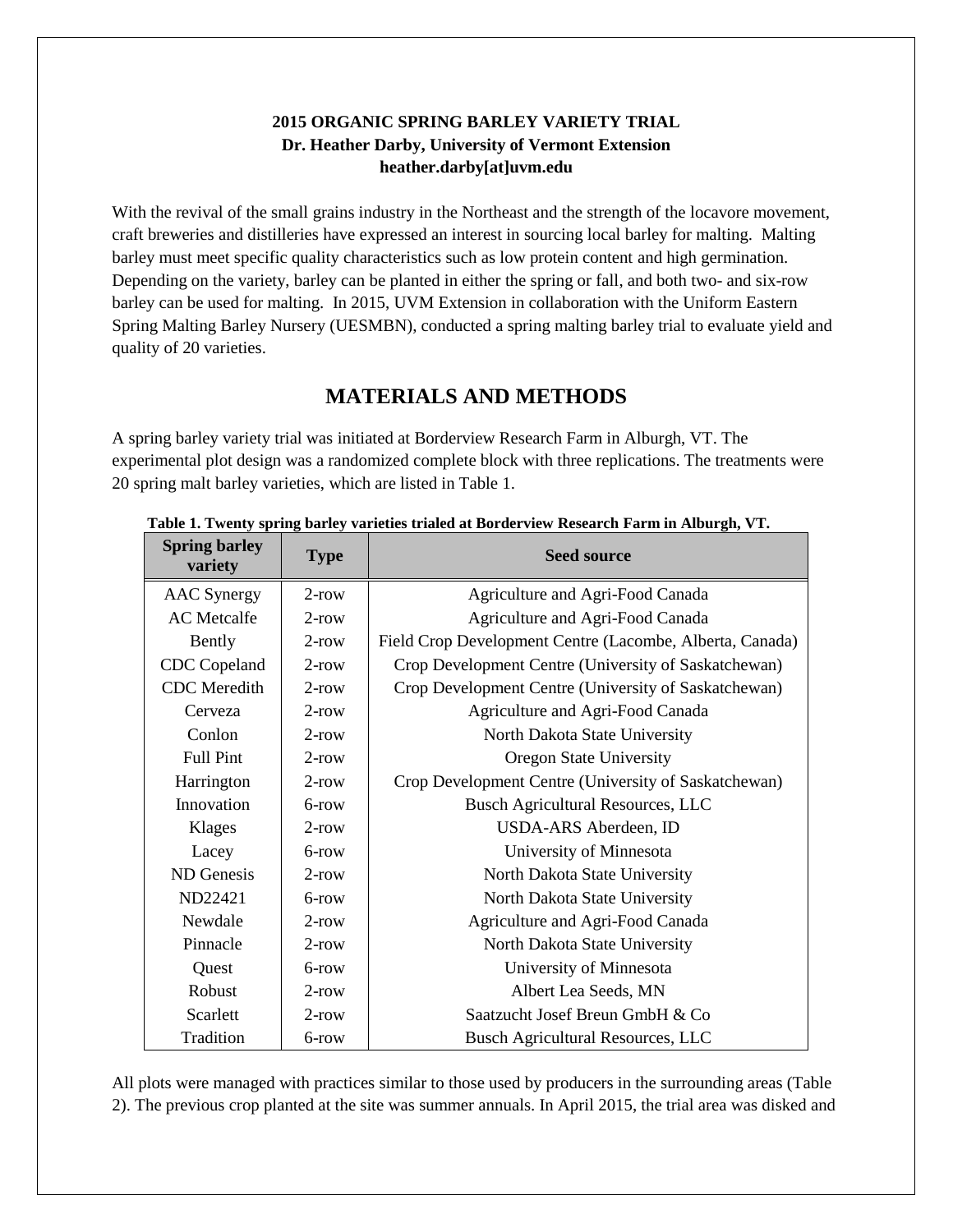**2015 ORGANIC SPRING BARLEY VARIETY TRIAL**
**Dr. Heather Darby, University of Vermont Extension**
**heather.darby[at]uvm.edu**

With the revival of the small grains industry in the Northeast and the strength of the locavore movement, craft breweries and distilleries have expressed an interest in sourcing local barley for malting. Malting barley must meet specific quality characteristics such as low protein content and high germination. Depending on the variety, barley can be planted in either the spring or fall, and both two- and six-row barley can be used for malting. In 2015, UVM Extension in collaboration with the Uniform Eastern Spring Malting Barley Nursery (UESMBN), conducted a spring malting barley trial to evaluate yield and quality of 20 varieties.

## MATERIALS AND METHODS

A spring barley variety trial was initiated at Borderview Research Farm in Alburgh, VT. The experimental plot design was a randomized complete block with three replications. The treatments were 20 spring malt barley varieties, which are listed in Table 1.

**Table 1. Twenty spring barley varieties trialed at Borderview Research Farm in Alburgh, VT.**

| Spring barley variety | Type | Seed source |
|---|---|---|
| AAC Synergy | 2-row | Agriculture and Agri-Food Canada |
| AC Metcalfe | 2-row | Agriculture and Agri-Food Canada |
| Bently | 2-row | Field Crop Development Centre (Lacombe, Alberta, Canada) |
| CDC Copeland | 2-row | Crop Development Centre (University of Saskatchewan) |
| CDC Meredith | 2-row | Crop Development Centre (University of Saskatchewan) |
| Cerveza | 2-row | Agriculture and Agri-Food Canada |
| Conlon | 2-row | North Dakota State University |
| Full Pint | 2-row | Oregon State University |
| Harrington | 2-row | Crop Development Centre (University of Saskatchewan) |
| Innovation | 6-row | Busch Agricultural Resources, LLC |
| Klages | 2-row | USDA-ARS Aberdeen, ID |
| Lacey | 6-row | University of Minnesota |
| ND Genesis | 2-row | North Dakota State University |
| ND22421 | 6-row | North Dakota State University |
| Newdale | 2-row | Agriculture and Agri-Food Canada |
| Pinnacle | 2-row | North Dakota State University |
| Quest | 6-row | University of Minnesota |
| Robust | 2-row | Albert Lea Seeds, MN |
| Scarlett | 2-row | Saatzucht Josef Breun GmbH & Co |
| Tradition | 6-row | Busch Agricultural Resources, LLC |

All plots were managed with practices similar to those used by producers in the surrounding areas (Table 2). The previous crop planted at the site was summer annuals. In April 2015, the trial area was disked and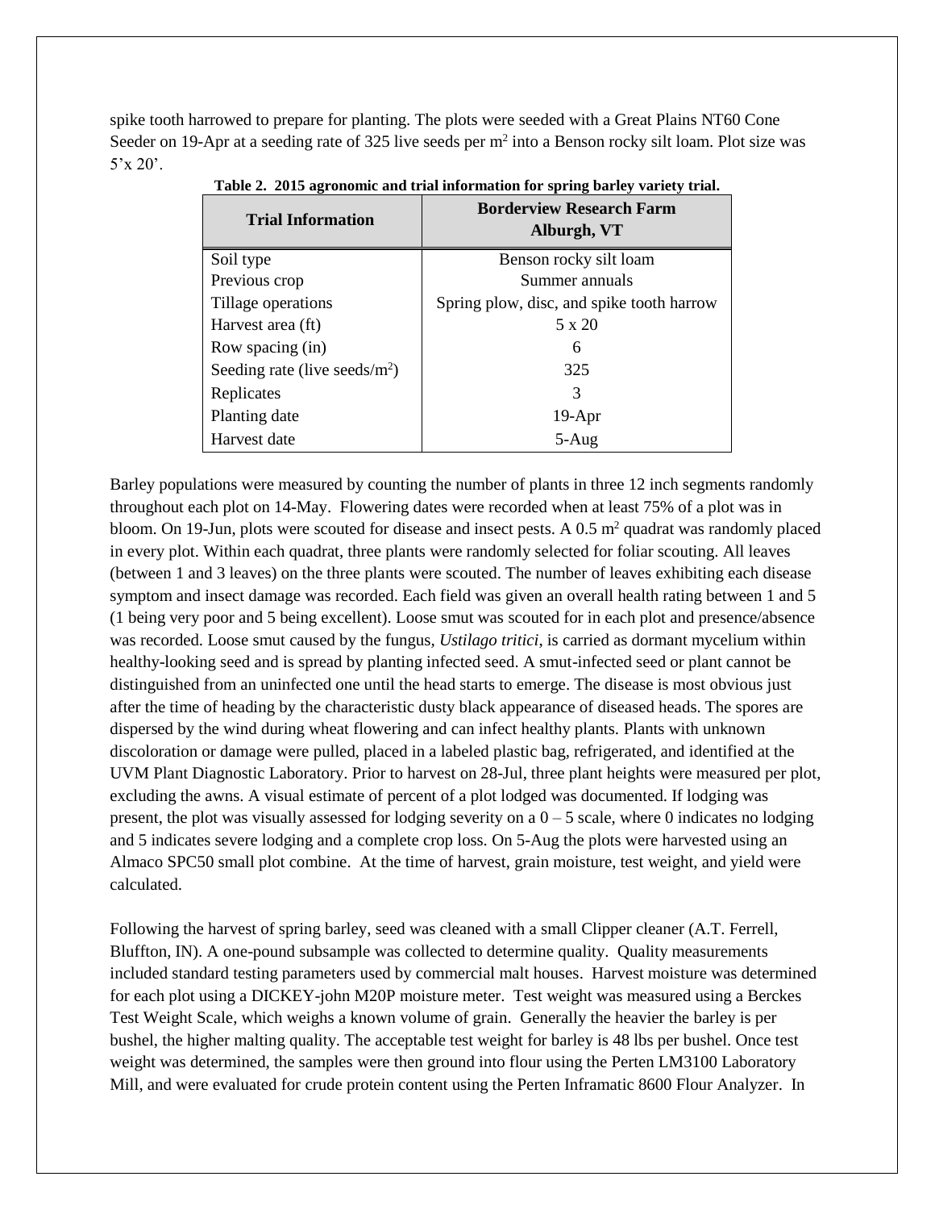spike tooth harrowed to prepare for planting. The plots were seeded with a Great Plains NT60 Cone Seeder on 19-Apr at a seeding rate of 325 live seeds per $m^2$ into a Benson rocky silt loam. Plot size was 5'x 20'.

**Table 2. 2015 agronomic and trial information for spring barley variety trial.**

| Trial Information | Borderview Research Farm Alburgh, VT |
|---|---|
| Soil type | Benson rocky silt loam |
| Previous crop | Summer annuals |
| Tillage operations | Spring plow, disc, and spike tooth harrow |
| Harvest area (ft) | 5 x 20 |
| Row spacing (in) | 6 |
| Seeding rate (live seeds/$m^2$) | 325 |
| Replicates | 3 |
| Planting date | 19-Apr |
| Harvest date | 5-Aug |

Barley populations were measured by counting the number of plants in three 12 inch segments randomly throughout each plot on 14-May. Flowering dates were recorded when at least 75% of a plot was in bloom. On 19-Jun, plots were scouted for disease and insect pests. A 0.5 $m^2$ quadrat was randomly placed in every plot. Within each quadrat, three plants were randomly selected for foliar scouting. All leaves (between 1 and 3 leaves) on the three plants were scouted. The number of leaves exhibiting each disease symptom and insect damage was recorded. Each field was given an overall health rating between 1 and 5 (1 being very poor and 5 being excellent). Loose smut was scouted for in each plot and presence/absence was recorded. Loose smut caused by the fungus, *Ustilago tritici*, is carried as dormant mycelium within healthy-looking seed and is spread by planting infected seed. A smut-infected seed or plant cannot be distinguished from an uninfected one until the head starts to emerge. The disease is most obvious just after the time of heading by the characteristic dusty black appearance of diseased heads. The spores are dispersed by the wind during wheat flowering and can infect healthy plants. Plants with unknown discoloration or damage were pulled, placed in a labeled plastic bag, refrigerated, and identified at the UVM Plant Diagnostic Laboratory. Prior to harvest on 28-Jul, three plant heights were measured per plot, excluding the awns. A visual estimate of percent of a plot lodged was documented. If lodging was present, the plot was visually assessed for lodging severity on a 0 – 5 scale, where 0 indicates no lodging and 5 indicates severe lodging and a complete crop loss. On 5-Aug the plots were harvested using an Almaco SPC50 small plot combine. At the time of harvest, grain moisture, test weight, and yield were calculated.

Following the harvest of spring barley, seed was cleaned with a small Clipper cleaner (A.T. Ferrell, Bluffton, IN). A one-pound subsample was collected to determine quality. Quality measurements included standard testing parameters used by commercial malt houses. Harvest moisture was determined for each plot using a DICKEY-john M20P moisture meter. Test weight was measured using a Berckes Test Weight Scale, which weighs a known volume of grain. Generally the heavier the barley is per bushel, the higher malting quality. The acceptable test weight for barley is 48 lbs per bushel. Once test weight was determined, the samples were then ground into flour using the Perten LM3100 Laboratory Mill, and were evaluated for crude protein content using the Perten Inframatic 8600 Flour Analyzer. In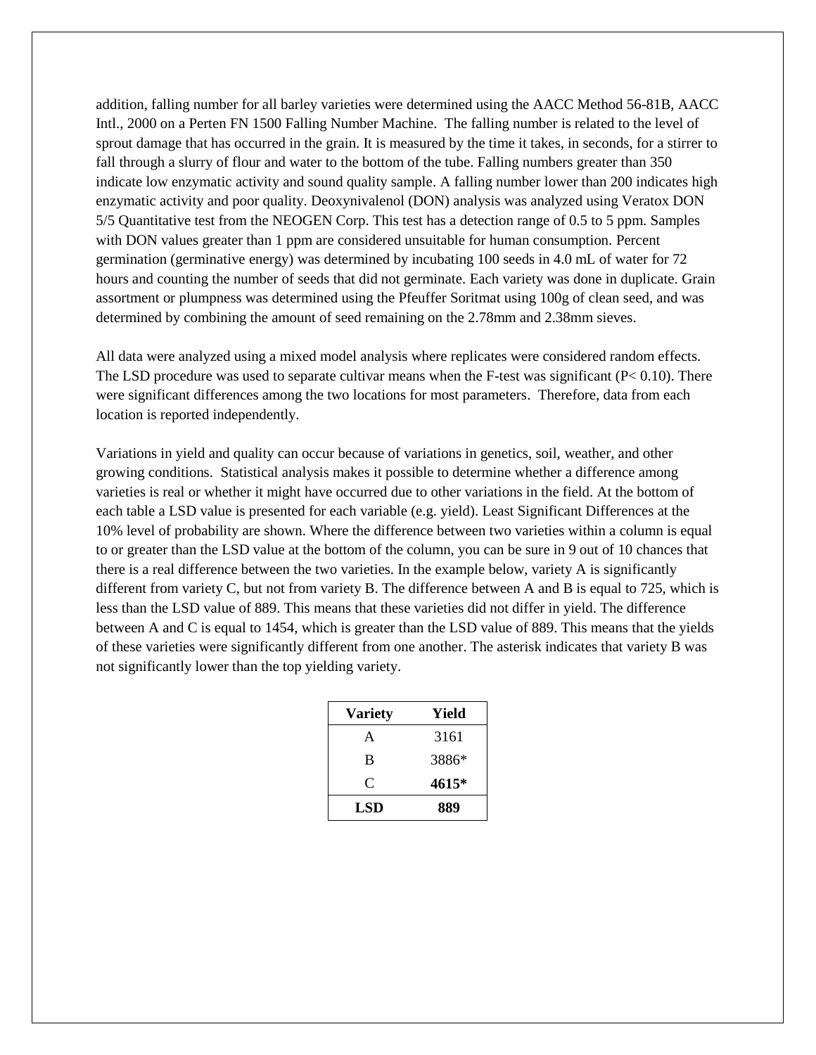addition, falling number for all barley varieties were determined using the AACC Method 56-81B, AACC Intl., 2000 on a Perten FN 1500 Falling Number Machine. The falling number is related to the level of sprout damage that has occurred in the grain. It is measured by the time it takes, in seconds, for a stirrer to fall through a slurry of flour and water to the bottom of the tube. Falling numbers greater than 350 indicate low enzymatic activity and sound quality sample. A falling number lower than 200 indicates high enzymatic activity and poor quality. Deoxynivalenol (DON) analysis was analyzed using Veratox DON 5/5 Quantitative test from the NEOGEN Corp. This test has a detection range of 0.5 to 5 ppm. Samples with DON values greater than 1 ppm are considered unsuitable for human consumption. Percent germination (germinative energy) was determined by incubating 100 seeds in 4.0 mL of water for 72 hours and counting the number of seeds that did not germinate. Each variety was done in duplicate. Grain assortment or plumpness was determined using the Pfeuffer Soritmat using 100g of clean seed, and was determined by combining the amount of seed remaining on the 2.78mm and 2.38mm sieves.

All data were analyzed using a mixed model analysis where replicates were considered random effects. The LSD procedure was used to separate cultivar means when the F-test was significant ($P < 0.10$). There were significant differences among the two locations for most parameters. Therefore, data from each location is reported independently.

Variations in yield and quality can occur because of variations in genetics, soil, weather, and other growing conditions. Statistical analysis makes it possible to determine whether a difference among varieties is real or whether it might have occurred due to other variations in the field. At the bottom of each table a LSD value is presented for each variable (e.g. yield). Least Significant Differences at the 10% level of probability are shown. Where the difference between two varieties within a column is equal to or greater than the LSD value at the bottom of the column, you can be sure in 9 out of 10 chances that there is a real difference between the two varieties. In the example below, variety A is significantly different from variety C, but not from variety B. The difference between A and B is equal to 725, which is less than the LSD value of 889. This means that these varieties did not differ in yield. The difference between A and C is equal to 1454, which is greater than the LSD value of 889. This means that the yields of these varieties were significantly different from one another. The asterisk indicates that variety B was not significantly lower than the top yielding variety.

| Variety | Yield |
|---|---|
| A | 3161 |
| B | 3886* |
| C | **4615*** |
| **LSD** | **889** |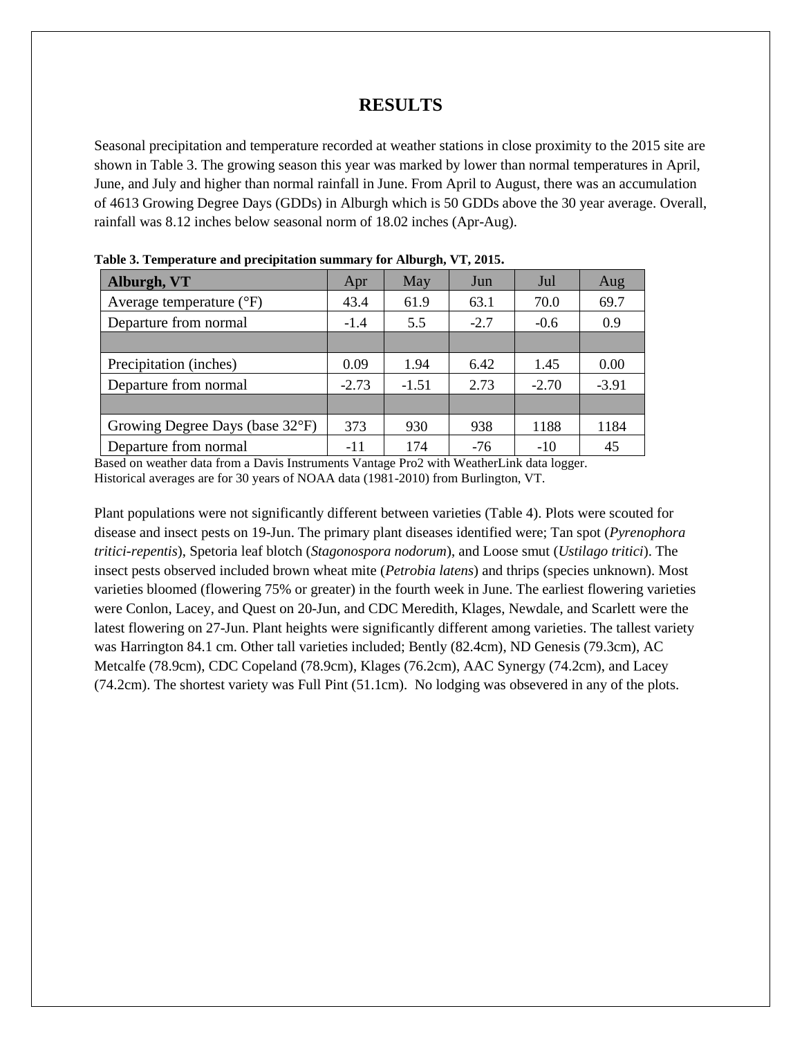# RESULTS

Seasonal precipitation and temperature recorded at weather stations in close proximity to the 2015 site are shown in Table 3. The growing season this year was marked by lower than normal temperatures in April, June, and July and higher than normal rainfall in June. From April to August, there was an accumulation of 4613 Growing Degree Days (GDDs) in Alburgh which is 50 GDDs above the 30 year average. Overall, rainfall was 8.12 inches below seasonal norm of 18.02 inches (Apr-Aug).

**Table 3. Temperature and precipitation summary for Alburgh, VT, 2015.**

| **Alburgh, VT** | Apr | May | Jun | Jul | Aug |
|---|---|---|---|---|---|
| Average temperature (°F) | 43.4 | 61.9 | 63.1 | 70.0 | 69.7 |
| Departure from normal | -1.4 | 5.5 | -2.7 | -0.6 | 0.9 |
| | | | | | |
| Precipitation (inches) | 0.09 | 1.94 | 6.42 | 1.45 | 0.00 |
| Departure from normal | -2.73 | -1.51 | 2.73 | -2.70 | -3.91 |
| | | | | | |
| Growing Degree Days (base 32°F) | 373 | 930 | 938 | 1188 | 1184 |
| Departure from normal | -11 | 174 | -76 | -10 | 45 |

Based on weather data from a Davis Instruments Vantage Pro2 with WeatherLink data logger.
Historical averages are for 30 years of NOAA data (1981-2010) from Burlington, VT.

Plant populations were not significantly different between varieties (Table 4). Plots were scouted for disease and insect pests on 19-Jun. The primary plant diseases identified were; Tan spot (*Pyrenophora tritici-repentis*), Spetoria leaf blotch (*Stagonospora nodorum*), and Loose smut (*Ustilago tritici*). The insect pests observed included brown wheat mite (*Petrobia latens*) and thrips (species unknown). Most varieties bloomed (flowering 75% or greater) in the fourth week in June. The earliest flowering varieties were Conlon, Lacey, and Quest on 20-Jun, and CDC Meredith, Klages, Newdale, and Scarlett were the latest flowering on 27-Jun. Plant heights were significantly different among varieties. The tallest variety was Harrington 84.1 cm. Other tall varieties included; Bently (82.4cm), ND Genesis (79.3cm), AC Metcalfe (78.9cm), CDC Copeland (78.9cm), Klages (76.2cm), AAC Synergy (74.2cm), and Lacey (74.2cm). The shortest variety was Full Pint (51.1cm). No lodging was obsevered in any of the plots.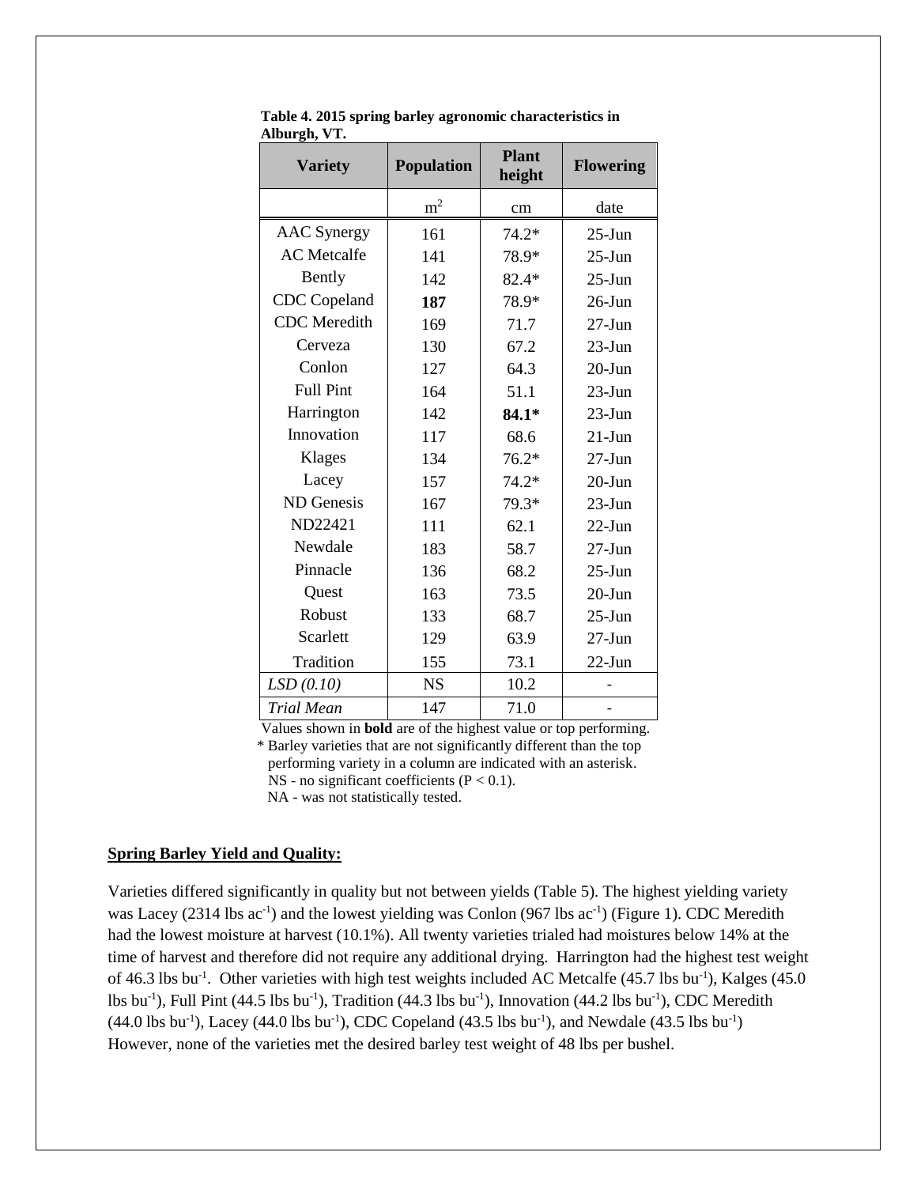**Table 4. 2015 spring barley agronomic characteristics in Alburgh, VT.**

| Variety | Population | Plant height | Flowering |
|---|---|---|---|
| | $m^2$ | cm | date |
| AAC Synergy | 161 | 74.2* | 25-Jun |
| AC Metcalfe | 141 | 78.9* | 25-Jun |
| Bently | 142 | 82.4* | 25-Jun |
| CDC Copeland | **187** | 78.9* | 26-Jun |
| CDC Meredith | 169 | 71.7 | 27-Jun |
| Cerveza | 130 | 67.2 | 23-Jun |
| Conlon | 127 | 64.3 | 20-Jun |
| Full Pint | 164 | 51.1 | 23-Jun |
| Harrington | 142 | **84.1*** | 23-Jun |
| Innovation | 117 | 68.6 | 21-Jun |
| Klages | 134 | 76.2* | 27-Jun |
| Lacey | 157 | 74.2* | 20-Jun |
| ND Genesis | 167 | 79.3* | 23-Jun |
| ND22421 | 111 | 62.1 | 22-Jun |
| Newdale | 183 | 58.7 | 27-Jun |
| Pinnacle | 136 | 68.2 | 25-Jun |
| Quest | 163 | 73.5 | 20-Jun |
| Robust | 133 | 68.7 | 25-Jun |
| Scarlett | 129 | 63.9 | 27-Jun |
| Tradition | 155 | 73.1 | 22-Jun |
| *LSD (0.10)* | NS | 10.2 | - |
| *Trial Mean* | 147 | 71.0 | - |

Values shown in **bold** are of the highest value or top performing.
* Barley varieties that are not significantly different than the top performing variety in a column are indicated with an asterisk.
NS - no significant coefficients ($P < 0.1$).
NA - was not statistically tested.

**Spring Barley Yield and Quality:**

Varieties differed significantly in quality but not between yields (Table 5). The highest yielding variety was Lacey (2314 lbs $ac^{-1}$) and the lowest yielding was Conlon (967 lbs $ac^{-1}$) (Figure 1). CDC Meredith had the lowest moisture at harvest (10.1%). All twenty varieties trialed had moistures below 14% at the time of harvest and therefore did not require any additional drying. Harrington had the highest test weight of 46.3 lbs $bu^{-1}$. Other varieties with high test weights included AC Metcalfe (45.7 lbs $bu^{-1}$), Kalges (45.0 lbs $bu^{-1}$), Full Pint (44.5 lbs $bu^{-1}$), Tradition (44.3 lbs $bu^{-1}$), Innovation (44.2 lbs $bu^{-1}$), CDC Meredith (44.0 lbs $bu^{-1}$), Lacey (44.0 lbs $bu^{-1}$), CDC Copeland (43.5 lbs $bu^{-1}$), and Newdale (43.5 lbs $bu^{-1}$) However, none of the varieties met the desired barley test weight of 48 lbs per bushel.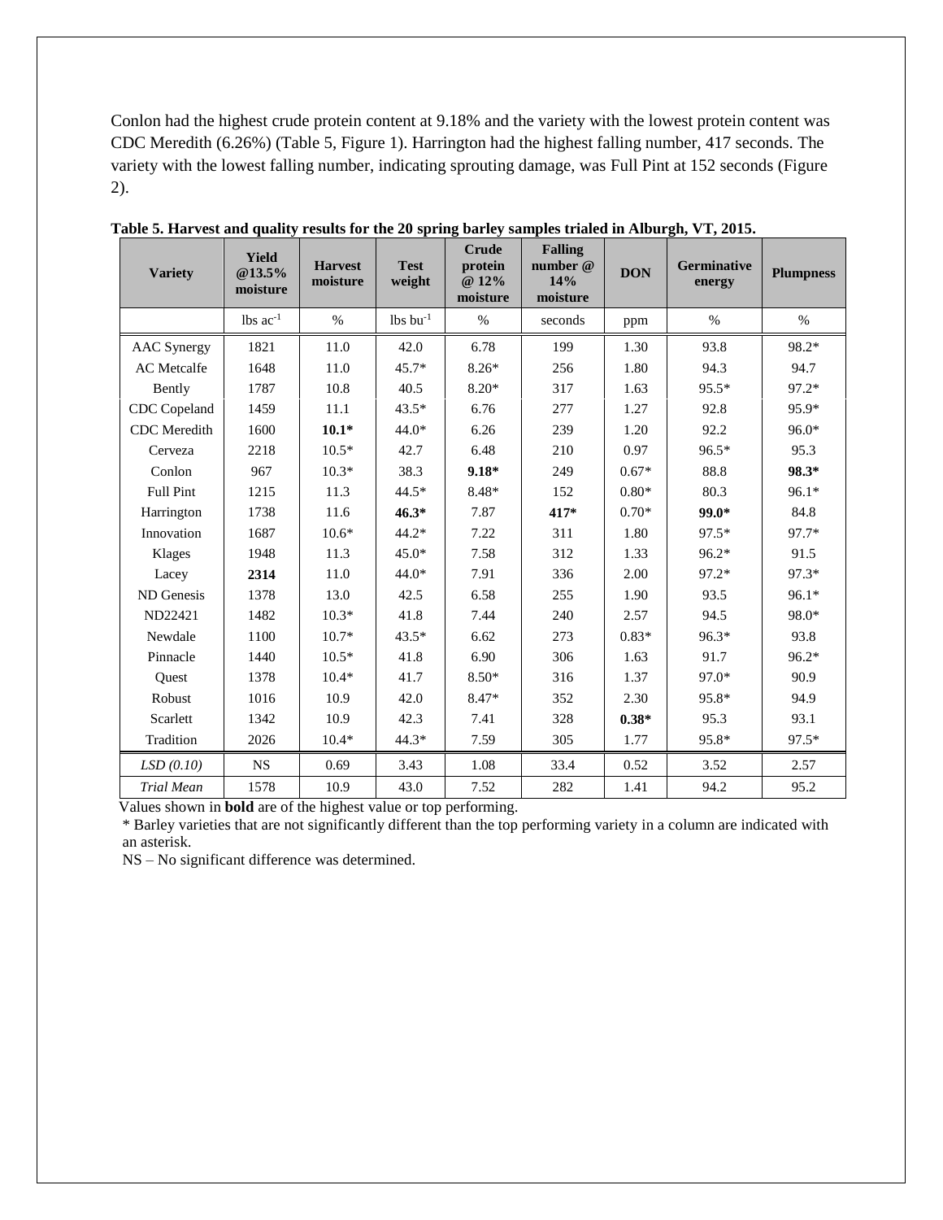Conlon had the highest crude protein content at 9.18% and the variety with the lowest protein content was CDC Meredith (6.26%) (Table 5, Figure 1). Harrington had the highest falling number, 417 seconds. The variety with the lowest falling number, indicating sprouting damage, was Full Pint at 152 seconds (Figure 2).

**Table 5. Harvest and quality results for the 20 spring barley samples trialed in Alburgh, VT, 2015.**

| Variety | Yield @13.5% moisture | Harvest moisture | Test weight | Crude protein @ 12% moisture | Falling number @ 14% moisture | DON | Germinative energy | Plumpness |
|---|---|---|---|---|---|---|---|---|
| | lbs ac$^{-1}$ | % | lbs bu$^{-1}$ | % | seconds | ppm | % | % |
| AAC Synergy | 1821 | 11.0 | 42.0 | 6.78 | 199 | 1.30 | 93.8 | 98.2* |
| AC Metcalfe | 1648 | 11.0 | 45.7* | 8.26* | 256 | 1.80 | 94.3 | 94.7 |
| Bently | 1787 | 10.8 | 40.5 | 8.20* | 317 | 1.63 | 95.5* | 97.2* |
| CDC Copeland | 1459 | 11.1 | 43.5* | 6.76 | 277 | 1.27 | 92.8 | 95.9* |
| CDC Meredith | 1600 | **10.1*** | 44.0* | 6.26 | 239 | 1.20 | 92.2 | 96.0* |
| Cerveza | 2218 | 10.5* | 42.7 | 6.48 | 210 | 0.97 | 96.5* | 95.3 |
| Conlon | 967 | 10.3* | 38.3 | **9.18*** | 249 | 0.67* | 88.8 | **98.3*** |
| Full Pint | 1215 | 11.3 | 44.5* | 8.48* | 152 | 0.80* | 80.3 | 96.1* |
| Harrington | 1738 | 11.6 | **46.3*** | 7.87 | **417*** | 0.70* | **99.0*** | 84.8 |
| Innovation | 1687 | 10.6* | 44.2* | 7.22 | 311 | 1.80 | 97.5* | 97.7* |
| Klages | 1948 | 11.3 | 45.0* | 7.58 | 312 | 1.33 | 96.2* | 91.5 |
| Lacey | **2314** | 11.0 | 44.0* | 7.91 | 336 | 2.00 | 97.2* | 97.3* |
| ND Genesis | 1378 | 13.0 | 42.5 | 6.58 | 255 | 1.90 | 93.5 | 96.1* |
| ND22421 | 1482 | 10.3* | 41.8 | 7.44 | 240 | 2.57 | 94.5 | 98.0* |
| Newdale | 1100 | 10.7* | 43.5* | 6.62 | 273 | 0.83* | 96.3* | 93.8 |
| Pinnacle | 1440 | 10.5* | 41.8 | 6.90 | 306 | 1.63 | 91.7 | 96.2* |
| Quest | 1378 | 10.4* | 41.7 | 8.50* | 316 | 1.37 | 97.0* | 90.9 |
| Robust | 1016 | 10.9 | 42.0 | 8.47* | 352 | 2.30 | 95.8* | 94.9 |
| Scarlett | 1342 | 10.9 | 42.3 | 7.41 | 328 | **0.38*** | 95.3 | 93.1 |
| Tradition | 2026 | 10.4* | 44.3* | 7.59 | 305 | 1.77 | 95.8* | 97.5* |
| *LSD (0.10)* | NS | 0.69 | 3.43 | 1.08 | 33.4 | 0.52 | 3.52 | 2.57 |
| *Trial Mean* | 1578 | 10.9 | 43.0 | 7.52 | 282 | 1.41 | 94.2 | 95.2 |

Values shown in **bold** are of the highest value or top performing.

* Barley varieties that are not significantly different than the top performing variety in a column are indicated with an asterisk.

NS – No significant difference was determined.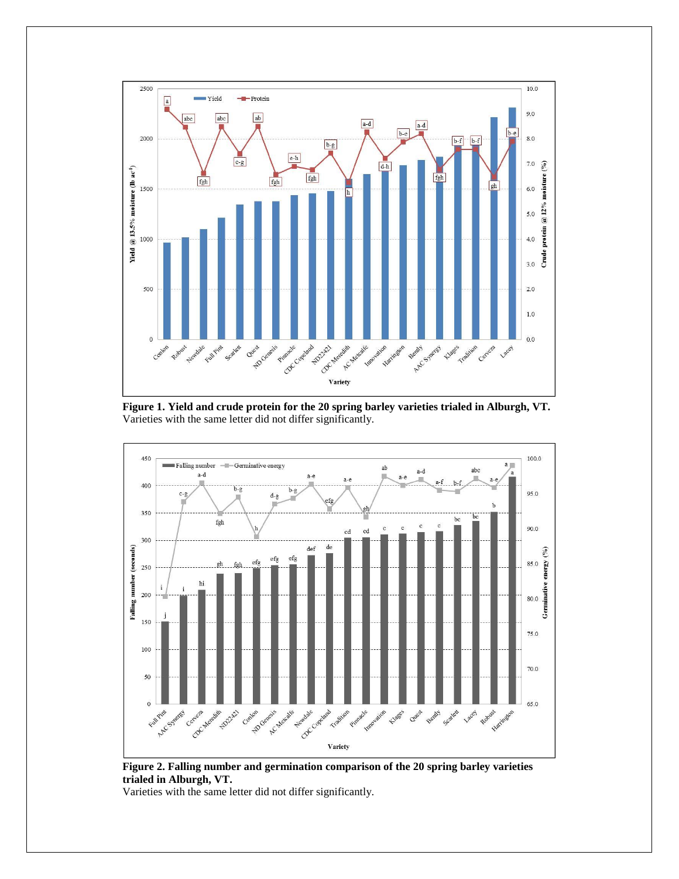**Figure 1. Yield and crude protein for the 20 spring barley varieties trialed in Alburgh, VT.**
Varieties with the same letter did not differ significantly.

**Figure 2. Falling number and germination comparison of the 20 spring barley varieties trialed in Alburgh, VT.**
Varieties with the same letter did not differ significantly.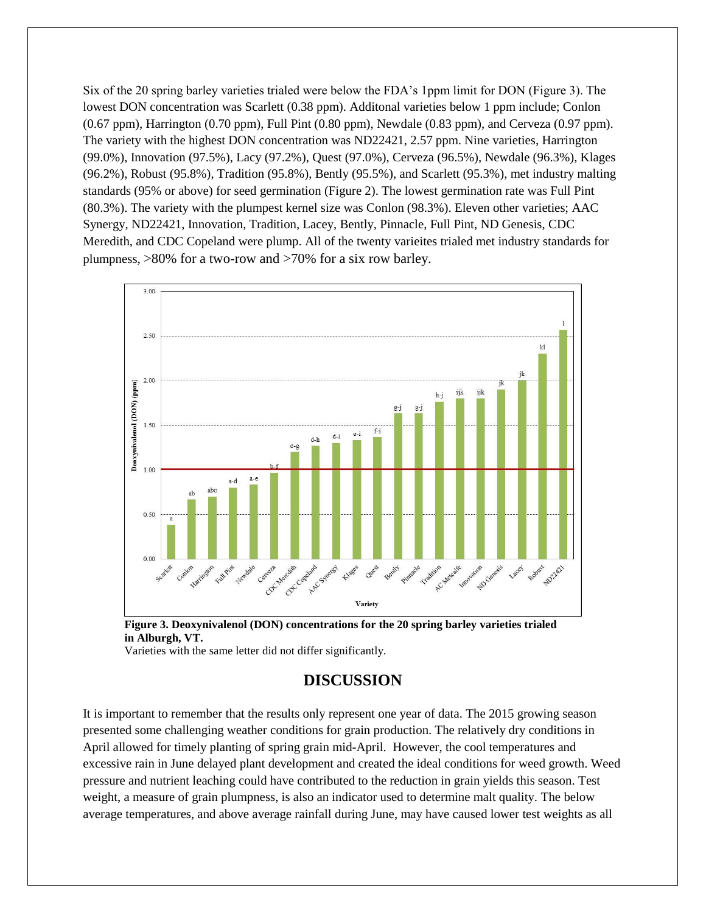Six of the 20 spring barley varieties trialed were below the FDA's 1ppm limit for DON (Figure 3). The lowest DON concentration was Scarlett (0.38 ppm). Additonal varieties below 1 ppm include; Conlon (0.67 ppm), Harrington (0.70 ppm), Full Pint (0.80 ppm), Newdale (0.83 ppm), and Cerveza (0.97 ppm). The variety with the highest DON concentration was ND22421, 2.57 ppm. Nine varieties, Harrington (99.0%), Innovation (97.5%), Lacy (97.2%), Quest (97.0%), Cerveza (96.5%), Newdale (96.3%), Klages (96.2%), Robust (95.8%), Tradition (95.8%), Bently (95.5%), and Scarlett (95.3%), met industry malting standards (95% or above) for seed germination (Figure 2). The lowest germination rate was Full Pint (80.3%). The variety with the plumpest kernel size was Conlon (98.3%). Eleven other varieties; AAC Synergy, ND22421, Innovation, Tradition, Lacey, Bently, Pinnacle, Full Pint, ND Genesis, CDC Meredith, and CDC Copeland were plump. All of the twenty varieites trialed met industry standards for plumpness, >80% for a two-row and >70% for a six row barley.

**Figure 3. Deoxynivalenol (DON) concentrations for the 20 spring barley varieties trialed in Alburgh, VT.**

Varieties with the same letter did not differ significantly.

## DISCUSSION

It is important to remember that the results only represent one year of data. The 2015 growing season presented some challenging weather conditions for grain production. The relatively dry conditions in April allowed for timely planting of spring grain mid-April. However, the cool temperatures and excessive rain in June delayed plant development and created the ideal conditions for weed growth. Weed pressure and nutrient leaching could have contributed to the reduction in grain yields this season. Test weight, a measure of grain plumpness, is also an indicator used to determine malt quality. The below average temperatures, and above average rainfall during June, may have caused lower test weights as all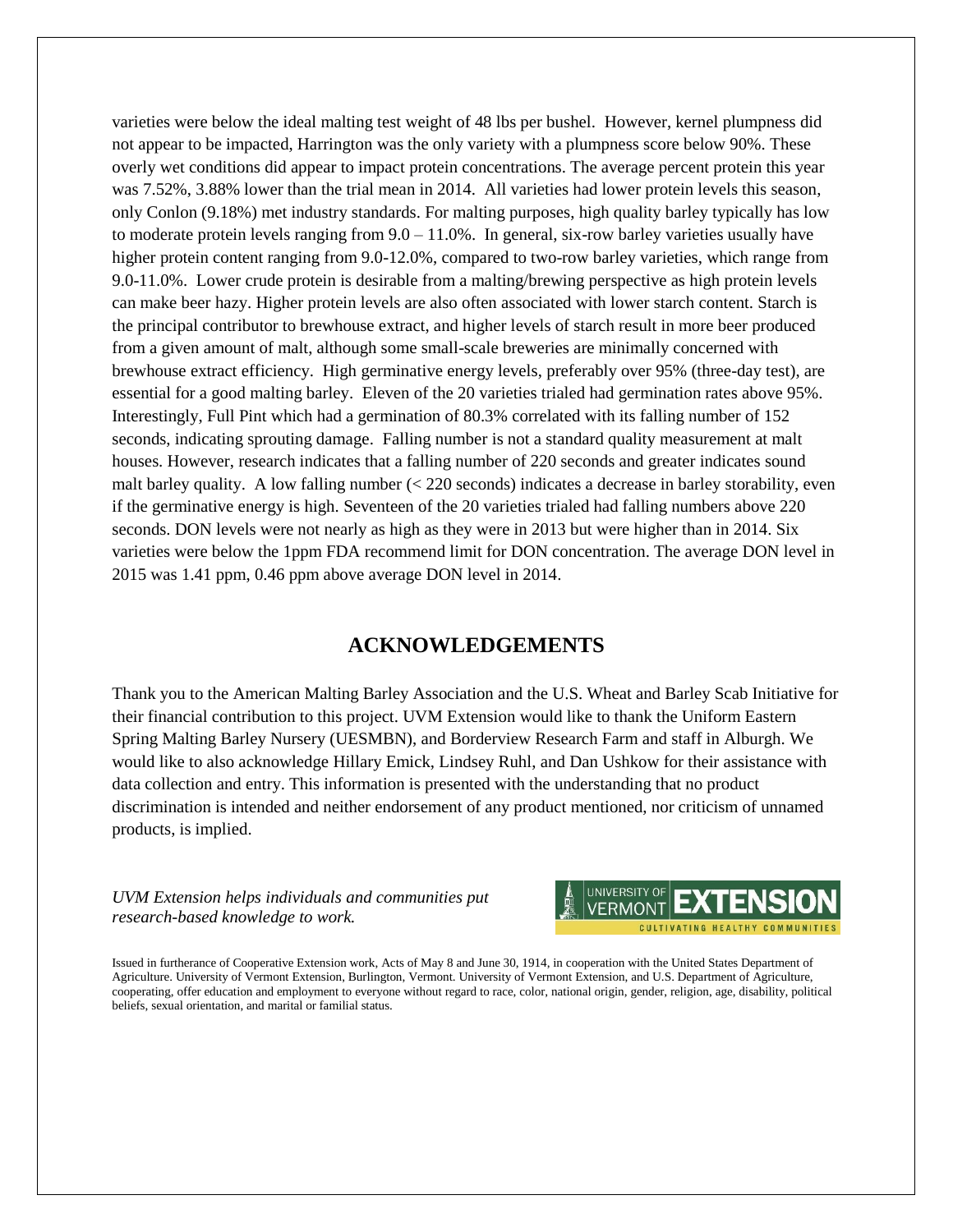varieties were below the ideal malting test weight of 48 lbs per bushel. However, kernel plumpness did not appear to be impacted, Harrington was the only variety with a plumpness score below 90%. These overly wet conditions did appear to impact protein concentrations. The average percent protein this year was 7.52%, 3.88% lower than the trial mean in 2014. All varieties had lower protein levels this season, only Conlon (9.18%) met industry standards. For malting purposes, high quality barley typically has low to moderate protein levels ranging from 9.0 – 11.0%. In general, six-row barley varieties usually have higher protein content ranging from 9.0-12.0%, compared to two-row barley varieties, which range from 9.0-11.0%. Lower crude protein is desirable from a malting/brewing perspective as high protein levels can make beer hazy. Higher protein levels are also often associated with lower starch content. Starch is the principal contributor to brewhouse extract, and higher levels of starch result in more beer produced from a given amount of malt, although some small-scale breweries are minimally concerned with brewhouse extract efficiency. High germinative energy levels, preferably over 95% (three-day test), are essential for a good malting barley. Eleven of the 20 varieties trialed had germination rates above 95%. Interestingly, Full Pint which had a germination of 80.3% correlated with its falling number of 152 seconds, indicating sprouting damage. Falling number is not a standard quality measurement at malt houses. However, research indicates that a falling number of 220 seconds and greater indicates sound malt barley quality. A low falling number (< 220 seconds) indicates a decrease in barley storability, even if the germinative energy is high. Seventeen of the 20 varieties trialed had falling numbers above 220 seconds. DON levels were not nearly as high as they were in 2013 but were higher than in 2014. Six varieties were below the 1ppm FDA recommend limit for DON concentration. The average DON level in 2015 was 1.41 ppm, 0.46 ppm above average DON level in 2014.

## ACKNOWLEDGEMENTS

Thank you to the American Malting Barley Association and the U.S. Wheat and Barley Scab Initiative for their financial contribution to this project. UVM Extension would like to thank the Uniform Eastern Spring Malting Barley Nursery (UESMBN), and Borderview Research Farm and staff in Alburgh. We would like to also acknowledge Hillary Emick, Lindsey Ruhl, and Dan Ushkow for their assistance with data collection and entry. This information is presented with the understanding that no product discrimination is intended and neither endorsement of any product mentioned, nor criticism of unnamed products, is implied.

*UVM Extension helps individuals and communities put research-based knowledge to work.*

UNIVERSITY OF VERMONT EXTENSION
CULTIVATING HEALTHY COMMUNITIES

Issued in furtherance of Cooperative Extension work, Acts of May 8 and June 30, 1914, in cooperation with the United States Department of Agriculture. University of Vermont Extension, Burlington, Vermont. University of Vermont Extension, and U.S. Department of Agriculture, cooperating, offer education and employment to everyone without regard to race, color, national origin, gender, religion, age, disability, political beliefs, sexual orientation, and marital or familial status.